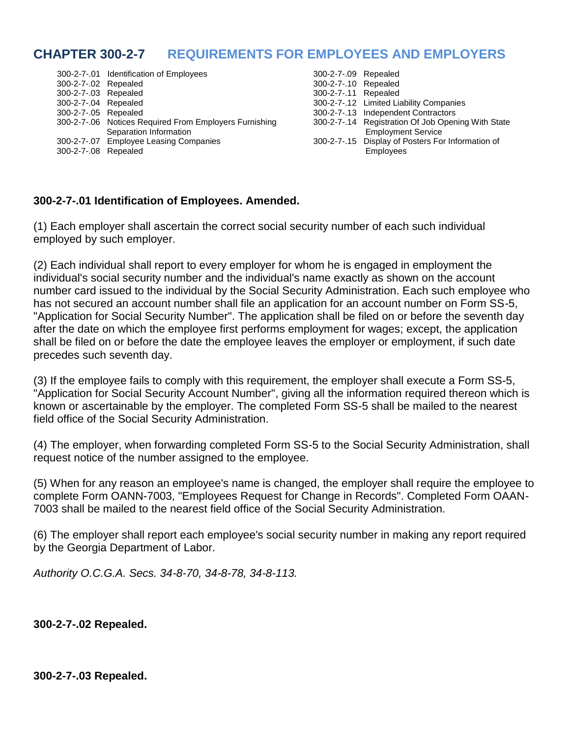# CHAPTER 300-2-7 REQUIREMENTS FOR EMPLOYEES AND EMPLOYERS

300-2-7-.01 Identification of Employees
300-2-7-.02 Repealed
300-2-7-.03 Repealed
300-2-7-.04 Repealed
300-2-7-.05 Repealed
300-2-7-.06 Notices Required From Employers Furnishing Separation Information
300-2-7-.07 Employee Leasing Companies
300-2-7-.08 Repealed
300-2-7-.09 Repealed
300-2-7-.10 Repealed
300-2-7-.11 Repealed
300-2-7-.12 Limited Liability Companies
300-2-7-.13 Independent Contractors
300-2-7-.14 Registration Of Job Opening With State Employment Service
300-2-7-.15 Display of Posters For Information of Employees

**300-2-7-.01 Identification of Employees. Amended.**

(1) Each employer shall ascertain the correct social security number of each such individual employed by such employer.

(2) Each individual shall report to every employer for whom he is engaged in employment the individual's social security number and the individual's name exactly as shown on the account number card issued to the individual by the Social Security Administration. Each such employee who has not secured an account number shall file an application for an account number on Form SS-5, "Application for Social Security Number". The application shall be filed on or before the seventh day after the date on which the employee first performs employment for wages; except, the application shall be filed on or before the date the employee leaves the employer or employment, if such date precedes such seventh day.

(3) If the employee fails to comply with this requirement, the employer shall execute a Form SS-5, "Application for Social Security Account Number", giving all the information required thereon which is known or ascertainable by the employer. The completed Form SS-5 shall be mailed to the nearest field office of the Social Security Administration.

(4) The employer, when forwarding completed Form SS-5 to the Social Security Administration, shall request notice of the number assigned to the employee.

(5) When for any reason an employee's name is changed, the employer shall require the employee to complete Form OANN-7003, "Employees Request for Change in Records". Completed Form OAAN-7003 shall be mailed to the nearest field office of the Social Security Administration.

(6) The employer shall report each employee's social security number in making any report required by the Georgia Department of Labor.

*Authority O.C.G.A. Secs. 34-8-70, 34-8-78, 34-8-113.*

**300-2-7-.02 Repealed.**

**300-2-7-.03 Repealed.**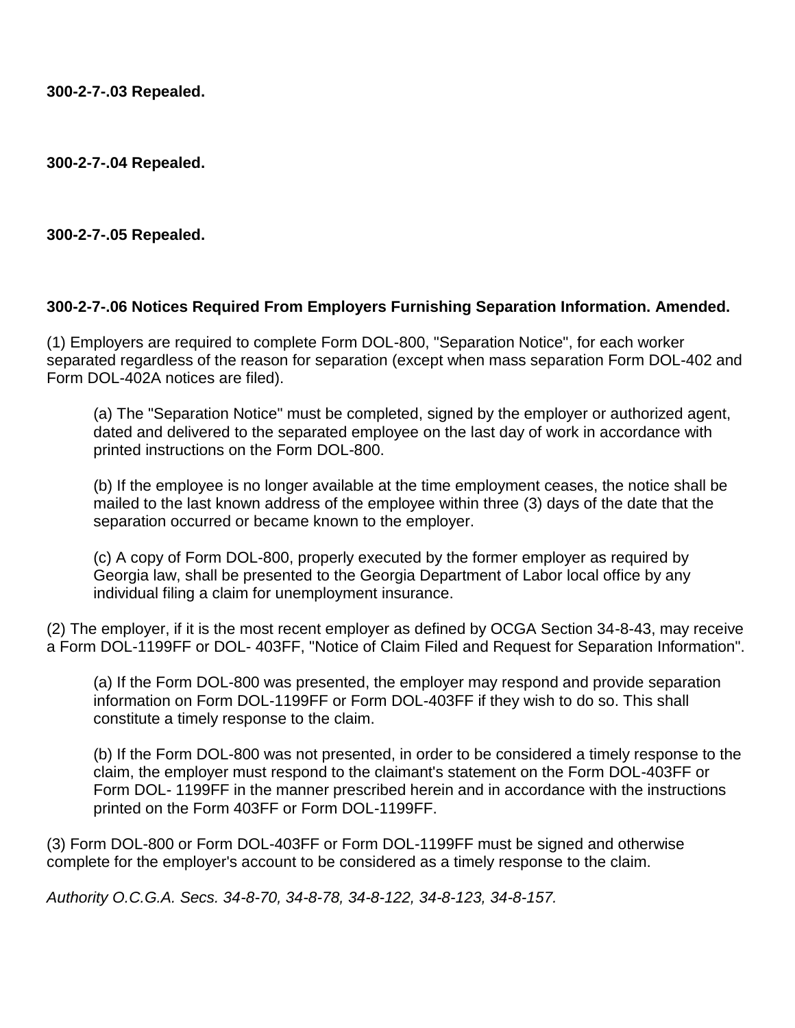**300-2-7-.03 Repealed.**

**300-2-7-.04 Repealed.**

**300-2-7-.05 Repealed.**

**300-2-7-.06 Notices Required From Employers Furnishing Separation Information. Amended.**

(1) Employers are required to complete Form DOL-800, "Separation Notice", for each worker separated regardless of the reason for separation (except when mass separation Form DOL-402 and Form DOL-402A notices are filed).

> (a) The "Separation Notice" must be completed, signed by the employer or authorized agent, dated and delivered to the separated employee on the last day of work in accordance with printed instructions on the Form DOL-800.
>
> (b) If the employee is no longer available at the time employment ceases, the notice shall be mailed to the last known address of the employee within three (3) days of the date that the separation occurred or became known to the employer.
>
> (c) A copy of Form DOL-800, properly executed by the former employer as required by Georgia law, shall be presented to the Georgia Department of Labor local office by any individual filing a claim for unemployment insurance.

(2) The employer, if it is the most recent employer as defined by OCGA Section 34-8-43, may receive a Form DOL-1199FF or DOL- 403FF, "Notice of Claim Filed and Request for Separation Information".

> (a) If the Form DOL-800 was presented, the employer may respond and provide separation information on Form DOL-1199FF or Form DOL-403FF if they wish to do so. This shall constitute a timely response to the claim.
>
> (b) If the Form DOL-800 was not presented, in order to be considered a timely response to the claim, the employer must respond to the claimant's statement on the Form DOL-403FF or Form DOL- 1199FF in the manner prescribed herein and in accordance with the instructions printed on the Form 403FF or Form DOL-1199FF.

(3) Form DOL-800 or Form DOL-403FF or Form DOL-1199FF must be signed and otherwise complete for the employer's account to be considered as a timely response to the claim.

*Authority O.C.G.A. Secs. 34-8-70, 34-8-78, 34-8-122, 34-8-123, 34-8-157.*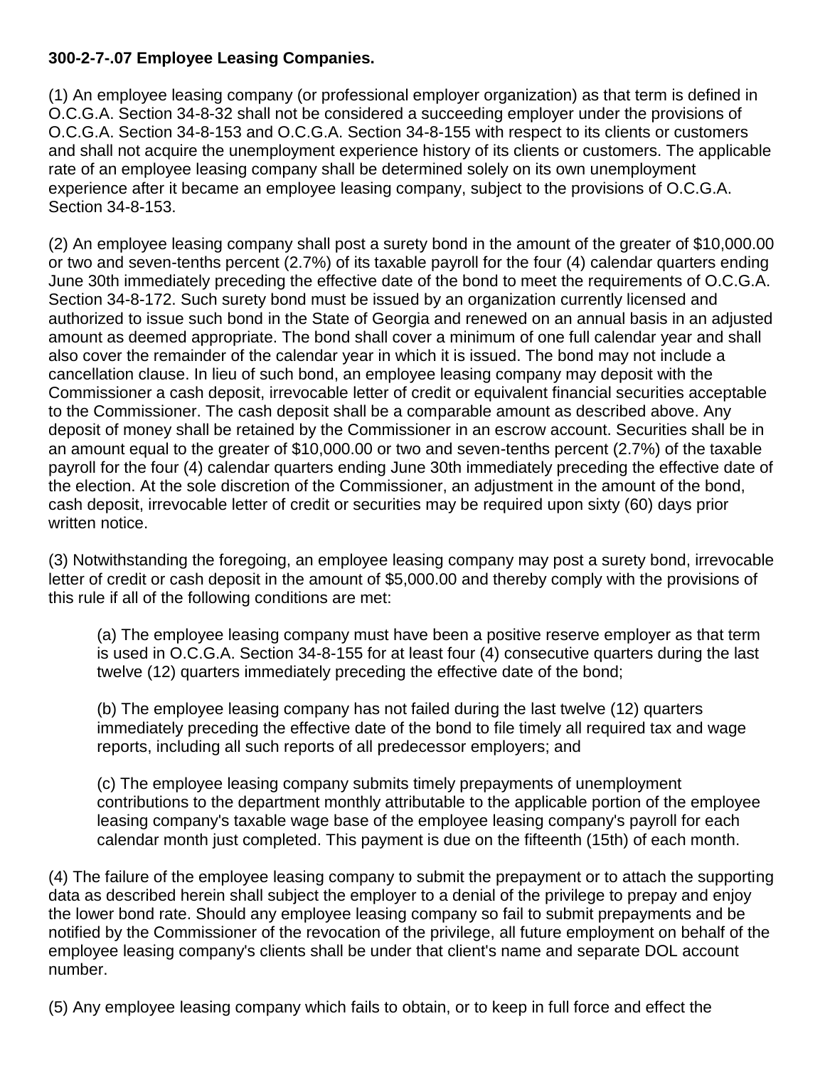**300-2-7-.07 Employee Leasing Companies.**

(1) An employee leasing company (or professional employer organization) as that term is defined in O.C.G.A. Section 34-8-32 shall not be considered a succeeding employer under the provisions of O.C.G.A. Section 34-8-153 and O.C.G.A. Section 34-8-155 with respect to its clients or customers and shall not acquire the unemployment experience history of its clients or customers. The applicable rate of an employee leasing company shall be determined solely on its own unemployment experience after it became an employee leasing company, subject to the provisions of O.C.G.A. Section 34-8-153.

(2) An employee leasing company shall post a surety bond in the amount of the greater of $10,000.00 or two and seven-tenths percent (2.7%) of its taxable payroll for the four (4) calendar quarters ending June 30th immediately preceding the effective date of the bond to meet the requirements of O.C.G.A. Section 34-8-172. Such surety bond must be issued by an organization currently licensed and authorized to issue such bond in the State of Georgia and renewed on an annual basis in an adjusted amount as deemed appropriate. The bond shall cover a minimum of one full calendar year and shall also cover the remainder of the calendar year in which it is issued. The bond may not include a cancellation clause. In lieu of such bond, an employee leasing company may deposit with the Commissioner a cash deposit, irrevocable letter of credit or equivalent financial securities acceptable to the Commissioner. The cash deposit shall be a comparable amount as described above. Any deposit of money shall be retained by the Commissioner in an escrow account. Securities shall be in an amount equal to the greater of $10,000.00 or two and seven-tenths percent (2.7%) of the taxable payroll for the four (4) calendar quarters ending June 30th immediately preceding the effective date of the election. At the sole discretion of the Commissioner, an adjustment in the amount of the bond, cash deposit, irrevocable letter of credit or securities may be required upon sixty (60) days prior written notice.

(3) Notwithstanding the foregoing, an employee leasing company may post a surety bond, irrevocable letter of credit or cash deposit in the amount of $5,000.00 and thereby comply with the provisions of this rule if all of the following conditions are met:

(a) The employee leasing company must have been a positive reserve employer as that term is used in O.C.G.A. Section 34-8-155 for at least four (4) consecutive quarters during the last twelve (12) quarters immediately preceding the effective date of the bond;

(b) The employee leasing company has not failed during the last twelve (12) quarters immediately preceding the effective date of the bond to file timely all required tax and wage reports, including all such reports of all predecessor employers; and

(c) The employee leasing company submits timely prepayments of unemployment contributions to the department monthly attributable to the applicable portion of the employee leasing company's taxable wage base of the employee leasing company's payroll for each calendar month just completed. This payment is due on the fifteenth (15th) of each month.

(4) The failure of the employee leasing company to submit the prepayment or to attach the supporting data as described herein shall subject the employer to a denial of the privilege to prepay and enjoy the lower bond rate. Should any employee leasing company so fail to submit prepayments and be notified by the Commissioner of the revocation of the privilege, all future employment on behalf of the employee leasing company's clients shall be under that client's name and separate DOL account number.

(5) Any employee leasing company which fails to obtain, or to keep in full force and effect the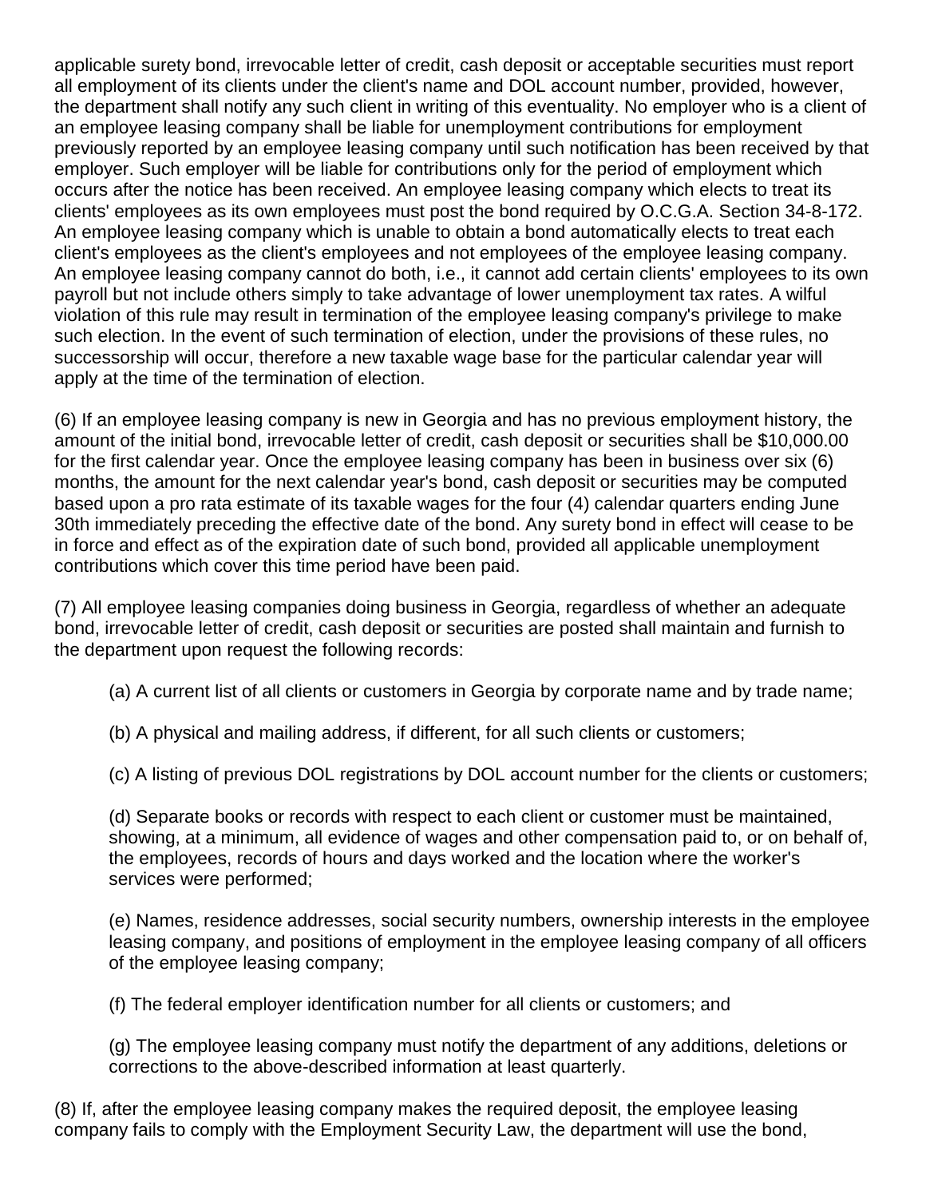applicable surety bond, irrevocable letter of credit, cash deposit or acceptable securities must report all employment of its clients under the client's name and DOL account number, provided, however, the department shall notify any such client in writing of this eventuality. No employer who is a client of an employee leasing company shall be liable for unemployment contributions for employment previously reported by an employee leasing company until such notification has been received by that employer. Such employer will be liable for contributions only for the period of employment which occurs after the notice has been received. An employee leasing company which elects to treat its clients' employees as its own employees must post the bond required by O.C.G.A. Section 34-8-172. An employee leasing company which is unable to obtain a bond automatically elects to treat each client's employees as the client's employees and not employees of the employee leasing company. An employee leasing company cannot do both, i.e., it cannot add certain clients' employees to its own payroll but not include others simply to take advantage of lower unemployment tax rates. A wilful violation of this rule may result in termination of the employee leasing company's privilege to make such election. In the event of such termination of election, under the provisions of these rules, no successorship will occur, therefore a new taxable wage base for the particular calendar year will apply at the time of the termination of election.

(6) If an employee leasing company is new in Georgia and has no previous employment history, the amount of the initial bond, irrevocable letter of credit, cash deposit or securities shall be $10,000.00 for the first calendar year. Once the employee leasing company has been in business over six (6) months, the amount for the next calendar year's bond, cash deposit or securities may be computed based upon a pro rata estimate of its taxable wages for the four (4) calendar quarters ending June 30th immediately preceding the effective date of the bond. Any surety bond in effect will cease to be in force and effect as of the expiration date of such bond, provided all applicable unemployment contributions which cover this time period have been paid.

(7) All employee leasing companies doing business in Georgia, regardless of whether an adequate bond, irrevocable letter of credit, cash deposit or securities are posted shall maintain and furnish to the department upon request the following records:

(a) A current list of all clients or customers in Georgia by corporate name and by trade name;

(b) A physical and mailing address, if different, for all such clients or customers;

(c) A listing of previous DOL registrations by DOL account number for the clients or customers;

(d) Separate books or records with respect to each client or customer must be maintained, showing, at a minimum, all evidence of wages and other compensation paid to, or on behalf of, the employees, records of hours and days worked and the location where the worker's services were performed;

(e) Names, residence addresses, social security numbers, ownership interests in the employee leasing company, and positions of employment in the employee leasing company of all officers of the employee leasing company;

(f) The federal employer identification number for all clients or customers; and

(g) The employee leasing company must notify the department of any additions, deletions or corrections to the above-described information at least quarterly.

(8) If, after the employee leasing company makes the required deposit, the employee leasing company fails to comply with the Employment Security Law, the department will use the bond,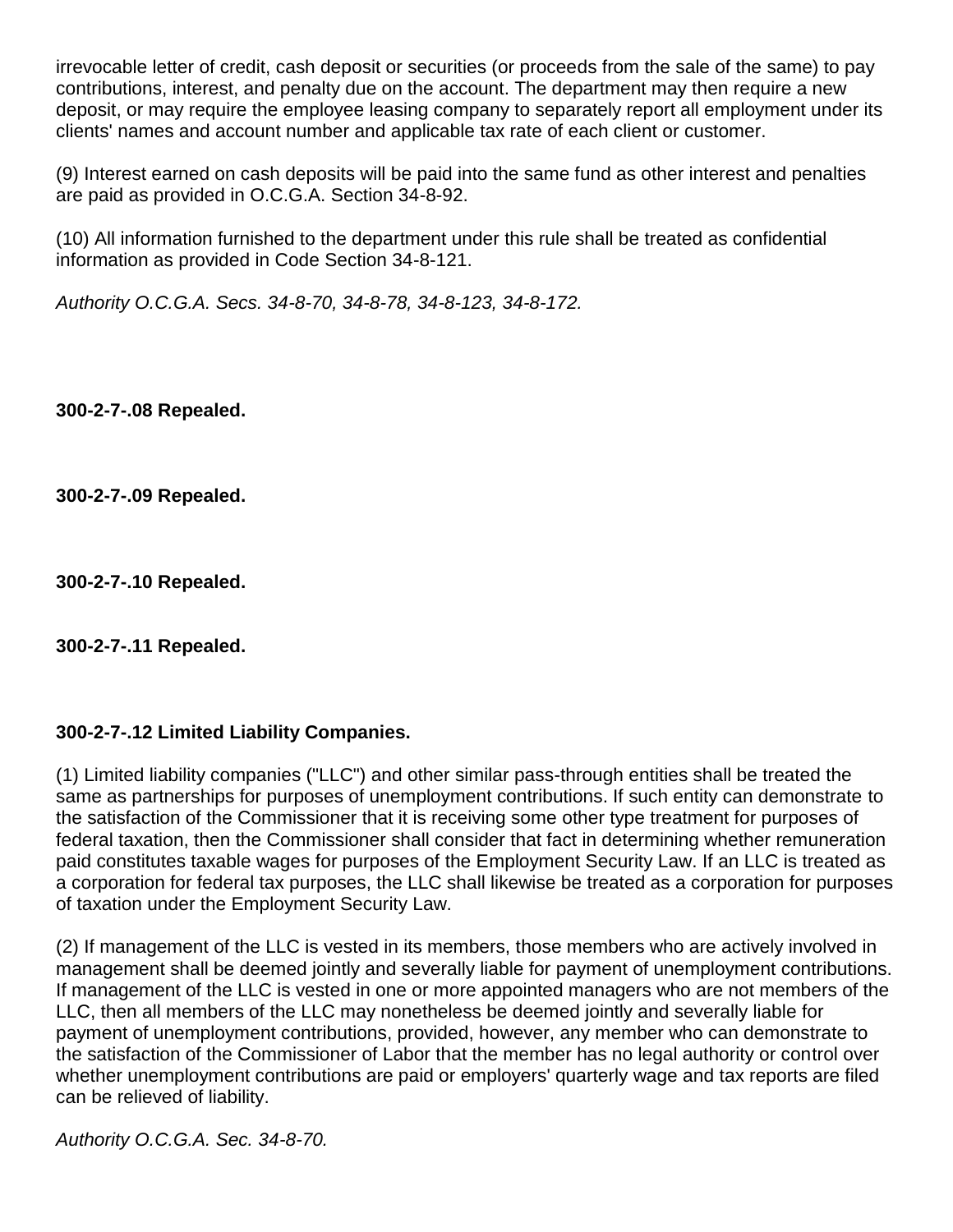irrevocable letter of credit, cash deposit or securities (or proceeds from the sale of the same) to pay contributions, interest, and penalty due on the account. The department may then require a new deposit, or may require the employee leasing company to separately report all employment under its clients' names and account number and applicable tax rate of each client or customer.

(9) Interest earned on cash deposits will be paid into the same fund as other interest and penalties are paid as provided in O.C.G.A. Section 34-8-92.

(10) All information furnished to the department under this rule shall be treated as confidential information as provided in Code Section 34-8-121.

*Authority O.C.G.A. Secs. 34-8-70, 34-8-78, 34-8-123, 34-8-172.*

**300-2-7-.08 Repealed.**

**300-2-7-.09 Repealed.**

**300-2-7-.10 Repealed.**

**300-2-7-.11 Repealed.**

**300-2-7-.12 Limited Liability Companies.**

(1) Limited liability companies ("LLC") and other similar pass-through entities shall be treated the same as partnerships for purposes of unemployment contributions. If such entity can demonstrate to the satisfaction of the Commissioner that it is receiving some other type treatment for purposes of federal taxation, then the Commissioner shall consider that fact in determining whether remuneration paid constitutes taxable wages for purposes of the Employment Security Law. If an LLC is treated as a corporation for federal tax purposes, the LLC shall likewise be treated as a corporation for purposes of taxation under the Employment Security Law.

(2) If management of the LLC is vested in its members, those members who are actively involved in management shall be deemed jointly and severally liable for payment of unemployment contributions. If management of the LLC is vested in one or more appointed managers who are not members of the LLC, then all members of the LLC may nonetheless be deemed jointly and severally liable for payment of unemployment contributions, provided, however, any member who can demonstrate to the satisfaction of the Commissioner of Labor that the member has no legal authority or control over whether unemployment contributions are paid or employers' quarterly wage and tax reports are filed can be relieved of liability.

*Authority O.C.G.A. Sec. 34-8-70.*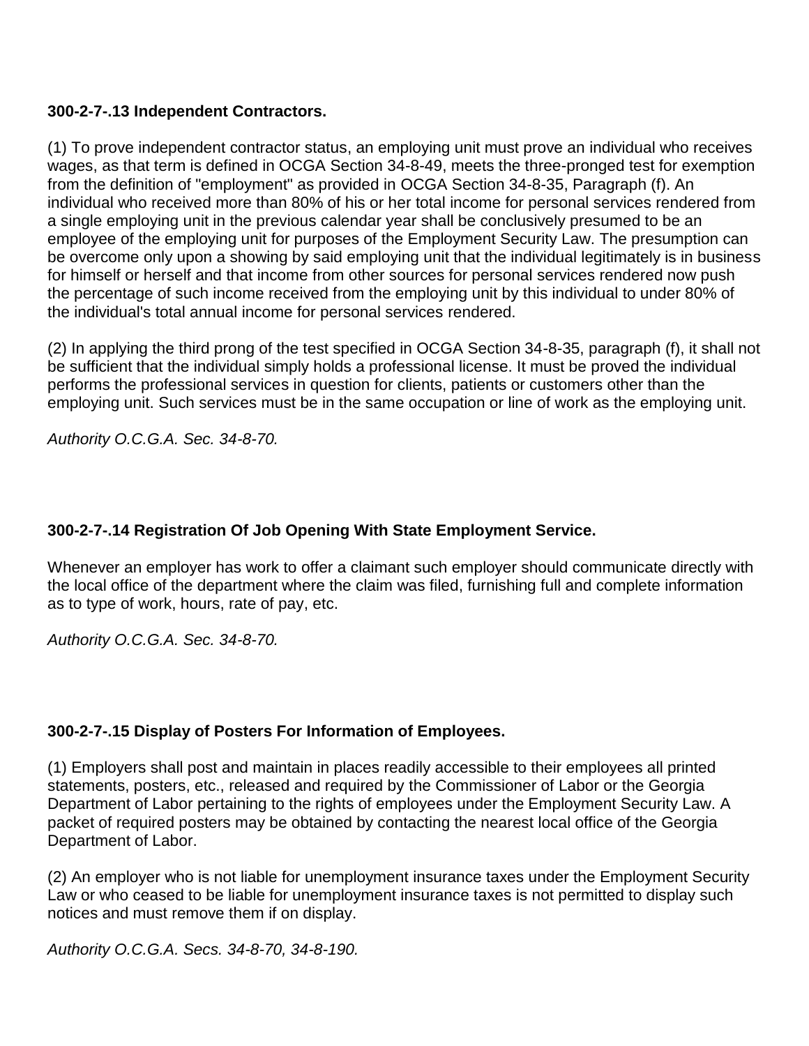**300-2-7-.13 Independent Contractors.**

(1) To prove independent contractor status, an employing unit must prove an individual who receives wages, as that term is defined in OCGA Section 34-8-49, meets the three-pronged test for exemption from the definition of "employment" as provided in OCGA Section 34-8-35, Paragraph (f). An individual who received more than 80% of his or her total income for personal services rendered from a single employing unit in the previous calendar year shall be conclusively presumed to be an employee of the employing unit for purposes of the Employment Security Law. The presumption can be overcome only upon a showing by said employing unit that the individual legitimately is in business for himself or herself and that income from other sources for personal services rendered now push the percentage of such income received from the employing unit by this individual to under 80% of the individual's total annual income for personal services rendered.

(2) In applying the third prong of the test specified in OCGA Section 34-8-35, paragraph (f), it shall not be sufficient that the individual simply holds a professional license. It must be proved the individual performs the professional services in question for clients, patients or customers other than the employing unit. Such services must be in the same occupation or line of work as the employing unit.

*Authority O.C.G.A. Sec. 34-8-70.*

**300-2-7-.14 Registration Of Job Opening With State Employment Service.**

Whenever an employer has work to offer a claimant such employer should communicate directly with the local office of the department where the claim was filed, furnishing full and complete information as to type of work, hours, rate of pay, etc.

*Authority O.C.G.A. Sec. 34-8-70.*

**300-2-7-.15 Display of Posters For Information of Employees.**

(1) Employers shall post and maintain in places readily accessible to their employees all printed statements, posters, etc., released and required by the Commissioner of Labor or the Georgia Department of Labor pertaining to the rights of employees under the Employment Security Law. A packet of required posters may be obtained by contacting the nearest local office of the Georgia Department of Labor.

(2) An employer who is not liable for unemployment insurance taxes under the Employment Security Law or who ceased to be liable for unemployment insurance taxes is not permitted to display such notices and must remove them if on display.

*Authority O.C.G.A. Secs. 34-8-70, 34-8-190.*